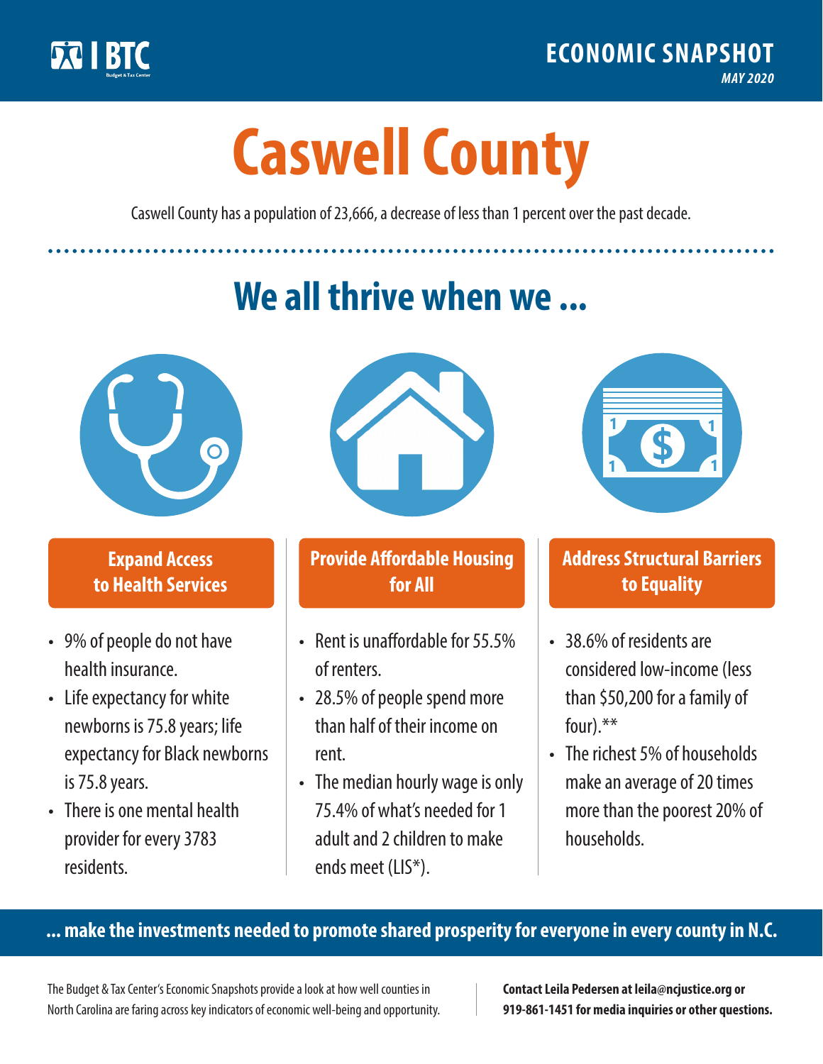BTC

Budget & Tax Center

**ECONOMIC SNAPSHOT**

*MAY 2020*

# Caswell County

Caswell County has a population of 23,666, a decrease of less than 1 percent over the past decade.

## We all thrive when we ...

### Expand Access to Health Services

- 9% of people do not have health insurance.
- Life expectancy for white newborns is 75.8 years; life expectancy for Black newborns is 75.8 years.
- There is one mental health provider for every 3783 residents.

### Provide Affordable Housing for All

- Rent is unaffordable for 55.5% of renters.
- 28.5% of people spend more than half of their income on rent.
- The median hourly wage is only 75.4% of what's needed for 1 adult and 2 children to make ends meet (LIS*).

### Address Structural Barriers to Equality

- 38.6% of residents are considered low-income (less than $50,200 for a family of four).**
- The richest 5% of households make an average of 20 times more than the poorest 20% of households.

**... make the investments needed to promote shared prosperity for everyone in every county in N.C.**

The Budget & Tax Center's Economic Snapshots provide a look at how well counties in North Carolina are faring across key indicators of economic well-being and opportunity.

**Contact Leila Pedersen at leila@ncjustice.org or 919-861-1451 for media inquiries or other questions.**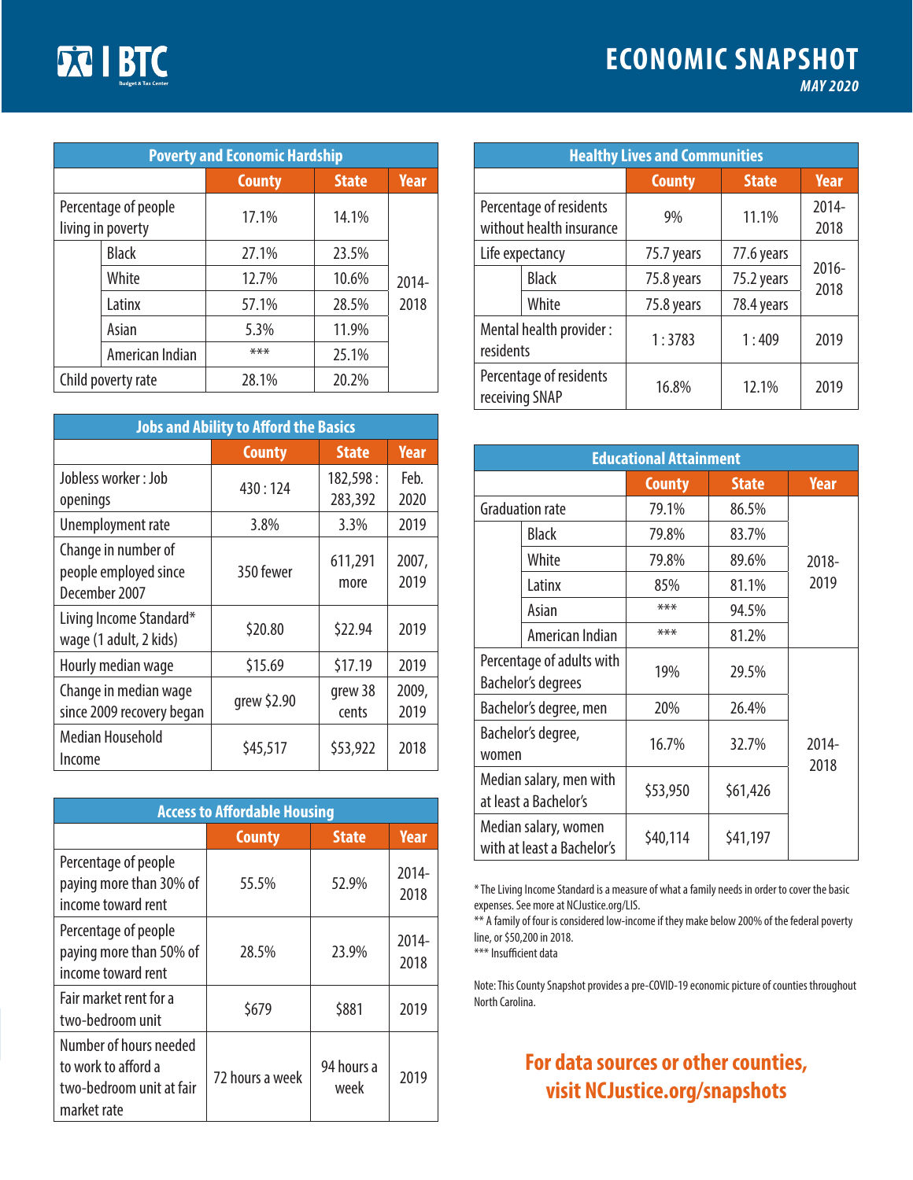# ECONOMIC SNAPSHOT

*MAY 2020*

| Poverty and Economic Hardship | | County | State | Year |
|---|---|---|---|---|
| Percentage of people living in poverty | | 17.1% | 14.1% | 2014-2018 |
| | Black | 27.1% | 23.5% | |
| | White | 12.7% | 10.6% | |
| | Latinx | 57.1% | 28.5% | |
| | Asian | 5.3% | 11.9% | |
| | American Indian | *** | 25.1% | |
| Child poverty rate | | 28.1% | 20.2% | |

| Jobs and Ability to Afford the Basics | County | State | Year |
|---|---|---|---|
| Jobless worker : Job openings | 430 : 124 | 182,598 : 283,392 | Feb. 2020 |
| Unemployment rate | 3.8% | 3.3% | 2019 |
| Change in number of people employed since December 2007 | 350 fewer | 611,291 more | 2007, 2019 |
| Living Income Standard* wage (1 adult, 2 kids) | $20.80 | $22.94 | 2019 |
| Hourly median wage | $15.69 | $17.19 | 2019 |
| Change in median wage since 2009 recovery began | grew $2.90 | grew 38 cents | 2009, 2019 |
| Median Household Income | $45,517 | $53,922 | 2018 |

| Access to Affordable Housing | County | State | Year |
|---|---|---|---|
| Percentage of people paying more than 30% of income toward rent | 55.5% | 52.9% | 2014-2018 |
| Percentage of people paying more than 50% of income toward rent | 28.5% | 23.9% | 2014-2018 |
| Fair market rent for a two-bedroom unit | $679 | $881 | 2019 |
| Number of hours needed to work to afford a two-bedroom unit at fair market rate | 72 hours a week | 94 hours a week | 2019 |

| Healthy Lives and Communities | | County | State | Year |
|---|---|---|---|---|
| Percentage of residents without health insurance | | 9% | 11.1% | 2014-2018 |
| Life expectancy | | 75.7 years | 77.6 years | 2016-2018 |
| | Black | 75.8 years | 75.2 years | |
| | White | 75.8 years | 78.4 years | |
| Mental health provider : residents | | 1 : 3783 | 1 : 409 | 2019 |
| Percentage of residents receiving SNAP | | 16.8% | 12.1% | 2019 |

| Educational Attainment | | County | State | Year |
|---|---|---|---|---|
| Graduation rate | | 79.1% | 86.5% | 2018-2019 |
| | Black | 79.8% | 83.7% | |
| | White | 79.8% | 89.6% | |
| | Latinx | 85% | 81.1% | |
| | Asian | *** | 94.5% | |
| | American Indian | *** | 81.2% | |
| Percentage of adults with Bachelor's degrees | | 19% | 29.5% | 2014-2018 |
| Bachelor's degree, men | | 20% | 26.4% | |
| Bachelor's degree, women | | 16.7% | 32.7% | |
| Median salary, men with at least a Bachelor's | | $53,950 | $61,426 | |
| Median salary, women with at least a Bachelor's | | $40,114 | $41,197 | |

* The Living Income Standard is a measure of what a family needs in order to cover the basic expenses. See more at NCJustice.org/LIS.
** A family of four is considered low-income if they make below 200% of the federal poverty line, or $50,200 in 2018.
*** Insufficient data

Note: This County Snapshot provides a pre-COVID-19 economic picture of counties throughout North Carolina.

**For data sources or other counties, visit NCJustice.org/snapshots**